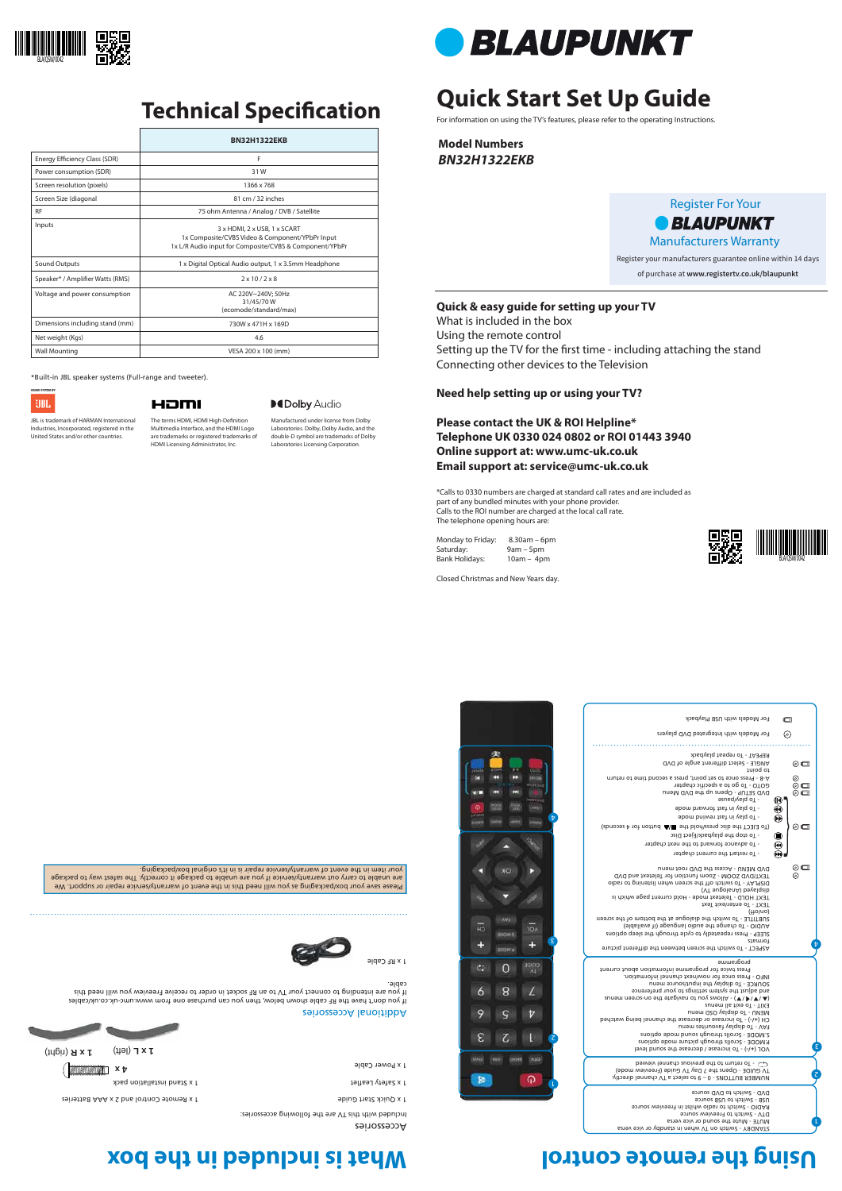# Technical Specification

| | BN32H1322EKB |
|---|---|
| Energy Efficiency Class (SDR) | F |
| Power consumption (SDR) | 31 W |
| Screen resolution (pixels) | 1366 x 768 |
| Screen Size (diagonal | 81 cm / 32 inches |
| RF | 75 ohm Antenna / Analog / DVB / Satellite |
| Inputs | 3 x HDMI, 2 x USB, 1 x SCART<br>1x Composite/CVBS Video & Component/YPbPr Input<br>1x L/R Audio input for Composite/CVBS & Component/YPbPr |
| Sound Outputs | 1 x Digital Optical Audio output, 1 x 3.5mm Headphone |
| Speaker* / Amplifier Watts (RMS) | 2 x 10 / 2 x 8 |
| Voltage and power consumption | AC 220V~240V; 50Hz<br>31/45/70 W<br>(ecomode/standard/max) |
| Dimensions including stand (mm) | 730W x 471H x 169D |
| Net weight (Kgs) | 4.6 |
| Wall Mounting | VESA 200 x 100 (mm) |

*Built-in JBL speaker systems (Full-range and tweeter).

JBL is trademark of HARMAN International Industries, Incorporated, registered in the United States and/or other countries.

The terms HDMI, HDMI High-Definition Multimedia Interface, and the HDMI Logo are trademarks or registered trademarks of HDMI Licensing Administrator, Inc.

Manufactured under license from Dolby Laboratories. Dolby, Dolby Audio, and the double-D symbol are trademarks of Dolby Laboratories Licensing Corporation.

# BLAUPUNKT

# Quick Start Set Up Guide

For information on using the TV's features, please refer to the operating Instructions.

**Model Numbers**
***BN32H1322EKB***

Register For Your BLAUPUNKT Manufacturers Warranty

Register your manufacturers guarantee online within 14 days of purchase at **www.registertv.co.uk/blaupunkt**

**Quick & easy guide for setting up your TV**
What is included in the box
Using the remote control
Setting up the TV for the first time - including attaching the stand
Connecting other devices to the Television

**Need help setting up or using your TV?**

**Please contact the UK & ROI Helpline***
**Telephone UK 0330 024 0802 or ROI 01443 3940**
**Online support at: www.umc-uk.co.uk**
**Email support at: service@umc-uk.co.uk**

*Calls to 0330 numbers are charged at standard call rates and are included as part of any bundled minutes with your phone provider.
Calls to the ROI number are charged at the local call rate.
The telephone opening hours are:

| | |
|---|---|
| Monday to Friday: | 8.30am – 6pm |
| Saturday: | 9am – 5pm |
| Bank Holidays: | 10am – 4pm |

Closed Christmas and New Years day.

# What is included in the box

## Accessories

Included with the TV are the following accessories:

- 1 x Quick Start Guide
- 1 x Remote Control and 2 x AAA Batteries
- 1 x Safety leaflet
- 1 x Stand install pack
- 1 x Power Cable
- 4 x
- 1 x L (left)
- 1 x R (right)

## Additional Accessories

If you don't have the RF cable shown below, then you can purchase one from www.umc-uk.co.uk/cables.
If you are intending to connect your TV to an RF socket in order to receive Freeview you will need this cable.

1 x RF Cable

Please save your box/packaging as you will need this in the event of warranty/service repair or support. We are unable to carry out warranty/service if you are unable to package it correctly. The safest way to package your item in the event of warranty/service repair is in it's original box/packaging.

# Using the remote control

1. STANDBY - To switch on TV when in standby or vice versa
MUTE - Mute the sound or vice versa
DTV - Switch to Freeview source
RADIO - Switch to radio whilst in Freeview source
USB - Switch to USB source
DVD - Switch to DVD source

2. NUMBER BUTTONS - 0 – 9 to select a TV channel directly.
TV GUIDE - Opens the 7 Day TV Guide (Freeview mode)
⟲ - To return to the previous channel viewed.

3. VOL (+/-) - To increase / decrease the sound level
P.MODE - Scrolls through picture mode options
S.MODE - Scrolls through sound mode options
FAV - To display favourites menu
CH (+/-) - To increase or decrease the channel being watched
MENU - To display OSD menu
EXIT - To exit all menus
(▲/▼/◄/►/OK) - Allows you to navigate the on-screen menus and adjust the system settings to your preference
SOURCE - To display the input/source menu
INFO - Press once for now/next channel information. Press twice for programme information about current programme

4. ASPECT - To switch the screen between the different picture formats
SLEEP - Press repeatedly to cycle through the sleep options
AUDIO - To change the audio language (if available)
SUBTITLE - To switch the dialogue at the bottom of the screen (on/off)
TEXT - To enter/exit Text
TEXT HOLD - Teletext mode - Hold current page which is displayed (Analogue TV)
DISPLAY - To switch off the screen when listening to radio
TEXT/DVD ZOOM - Zoom function for Teletext and DVD
DVD MENU - Access the DVD root menu
- To restart the current chapter
- To advance forward to the next chapter
- To stop the play/back/eject disc
(To EJECT the disc press/hold the ▶/■ button for 4 seconds)
- To play in fast rewind mode
- To play in fast forward mode
- To play/pause
DVD SETUP - Opens up the DVD Menu
GOTO - To go to a specific chapter
A-B - Press once to set point, press a second time to return to point
ANGLE - Select different angle of DVD
REPEAT - To repeat playback

For Models with Integrated DVD players
For Models with USB Playback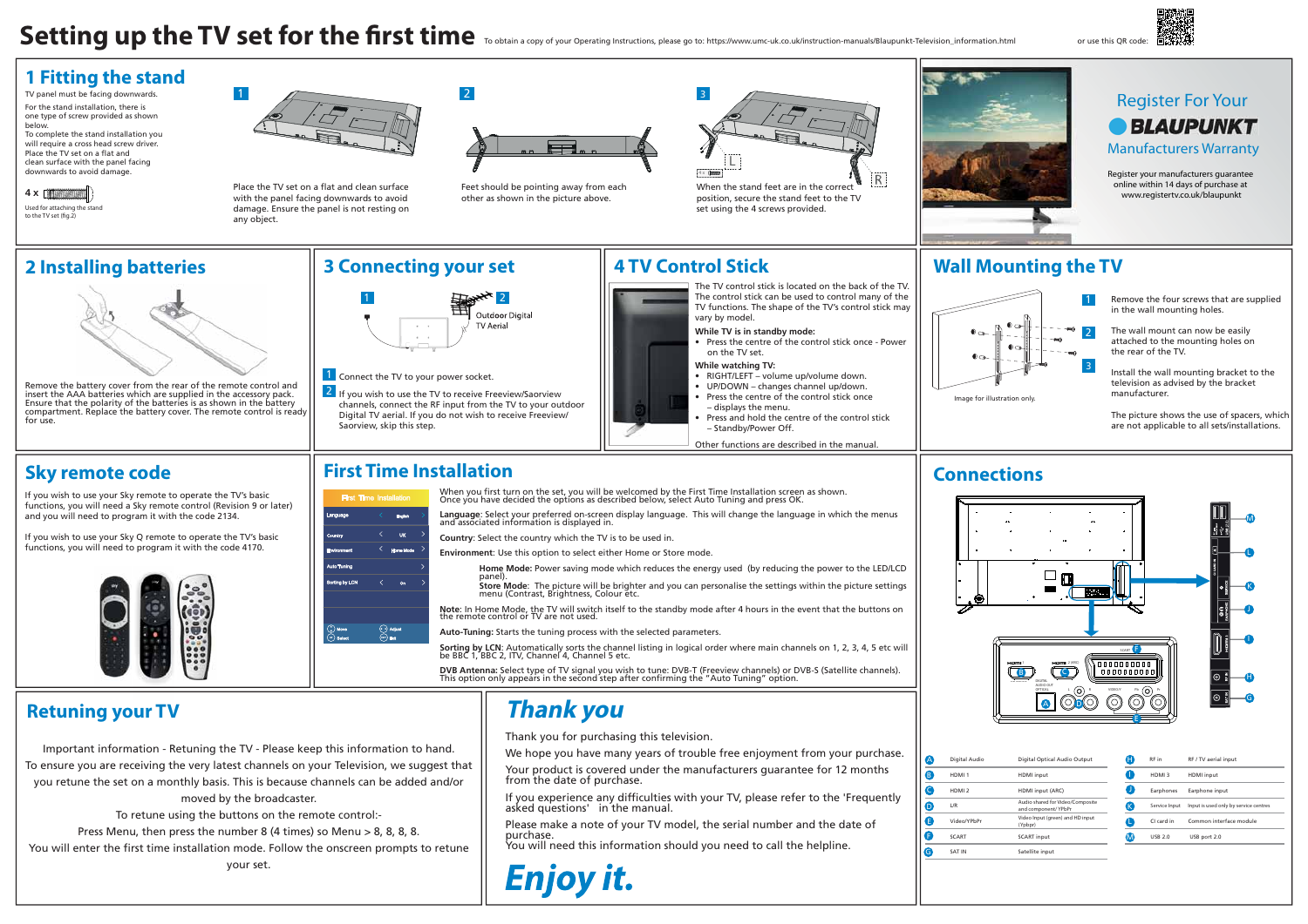# Setting up the TV set for the first time

To obtain a copy of your Operating Instructions, please go to: https://www.umc-uk.co.uk/instruction-manuals/Blaupunkt-Television_information.html or use this QR code:

## 1 Fitting the stand

TV panel must be facing downwards.

For the stand installation, there is one type of screw provided as shown below.
To complete the stand installation you will require a cross head screw driver.
Place the TV set on a flat and clean surface with the panel facing downwards to avoid damage.

4 x

Used for attaching the stand to the TV set (fig.2)

1 Place the TV set on a flat and clean surface with the panel facing downwards to avoid damage. Ensure the panel is not resting on any object.

2 Feet should be pointing away from each other as shown in the picture above.

3 When the stand feet are in the correct position, secure the stand feet to the TV set using the 4 screws provided.

## Register For Your BLAUPUNKT Manufacturers Warranty

Register your manufacturers guarantee online within 14 days of purchase at www.registertv.co.uk/blaupunkt

## 2 Installing batteries

Remove the battery cover from the rear of the remote control and insert the AAA batteries which are supplied in the accessory pack. Ensure that the polarity of the batteries is as shown in the battery compartment. Replace the battery cover. The remote control is ready for use.

## 3 Connecting your set

Outdoor Digital TV Aerial

1 Connect the TV to your power socket.

2 If you wish to use the TV to receive Freeview/Saorview channels, connect the RF input from the TV to your outdoor Digital TV aerial. If you do not wish to receive Freeview/ Saorview, skip this step.

## 4 TV Control Stick

The TV control stick is located on the back of the TV. The control stick can be used to control many of the TV functions. The shape of the TV's control stick may vary by model.

**While TV is in standby mode:**

- Press the centre of the control stick once - Power on the TV set.

**While watching TV:**

- RIGHT/LEFT – volume up/volume down.
- UP/DOWN – changes channel up/down.
- Press the centre of the control stick once – displays the menu.
- Press and hold the centre of the control stick – Standby/Power Off.

Other functions are described in the manual.

## Wall Mounting the TV

1 Remove the four screws that are supplied in the wall mounting holes.

2 The wall mount can now be easily attached to the mounting holes on the rear of the TV.

3 Install the wall mounting bracket to the television as advised by the bracket manufacturer.

The picture shows the use of spacers, which are not applicable to all sets/installations.

Image for illustration only.

## Sky remote code

If you wish to use your Sky remote to operate the TV's basic functions, you will need a Sky remote control (Revision 9 or later) and you will need to program it with the code 2134.

If you wish to use your Sky Q remote to operate the TV's basic functions, you will need to program it with the code 4170.

## First Time Installation

| First Time Installation | |
|---|---|
| Language | English |
| Country | UK |
| Environment | Home Mode |
| Auto Tuning | |
| Sorting by LCN | On |

When you first turn on the set, you will be welcomed by the First Time Installation screen as shown. Once you have decided the options as described below, select Auto Tuning and press OK.

**Language**: Select your preferred on-screen display language. This will change the language in which the menus and associated information is displayed in.

**Country**: Select the country which the TV is to be used in.

**Environment**: Use this option to select either Home or Store mode.

**Home Mode:** Power saving mode which reduces the energy used (by reducing the power to the LED/LCD panel).
**Store Mode**: The picture will be brighter and you can personalise the settings within the picture settings menu (Contrast, Brightness, Colour etc.

**Note**: In Home Mode, the TV will switch itself to the standby mode after 4 hours in the event that the buttons on the remote control or TV are not used.

**Auto-Tuning:** Starts the tuning process with the selected parameters.

**Sorting by LCN**: Automatically sorts the channel listing in logical order where main channels on 1, 2, 3, 4, 5 etc will be BBC 1, BBC 2, ITV, Channel 4, Channel 5 etc.

**DVB Antenna:** Select type of TV signal you wish to tune: DVB-T (Freeview channels) or DVB-S (Satellite channels). This option only appears in the second step after confirming the "Auto Tuning" option.

## Connections

| | | |
|---|---|---|
| A | Digital Audio | Digital Optical Audio Output |
| B | HDMI 1 | HDMI input |
| C | HDMI 2 | HDMI input (ARC) |
| D | L/R | Audio shared for Video/Composite and component/ YPbPr |
| E | Video/YPbPr | Video Input (green) and HD input (Ypbpr) |
| F | SCART | SCART input |
| G | SAT IN | Satellite input |
| H | RF in | RF / TV aerial input |
| I | HDMI 3 | HDMI input |
| J | Earphones | Earphone input |
| K | Service Input | Input is used only by service centres |
| L | CI card in | Common interface module |
| M | USB 2.0 | USB port 2.0 |

## Retuning your TV

Important information - Retuning the TV - Please keep this information to hand.
To ensure you are receiving the very latest channels on your Television, we suggest that you retune the set on a monthly basis. This is because channels can be added and/or moved by the broadcaster.
To retune using the buttons on the remote control:-
Press Menu, then press the number 8 (4 times) so Menu > 8, 8, 8, 8.
You will enter the first time installation mode. Follow the onscreen prompts to retune your set.

## Thank you

Thank you for purchasing this television.

We hope you have many years of trouble free enjoyment from your purchase.

Your product is covered under the manufacturers guarantee for 12 months from the date of purchase.

If you experience any difficulties with your TV, please refer to the 'Frequently asked questions' in the manual.

Please make a note of your TV model, the serial number and the date of purchase.
You will need this information should you need to call the helpline.

**Enjoy it.**